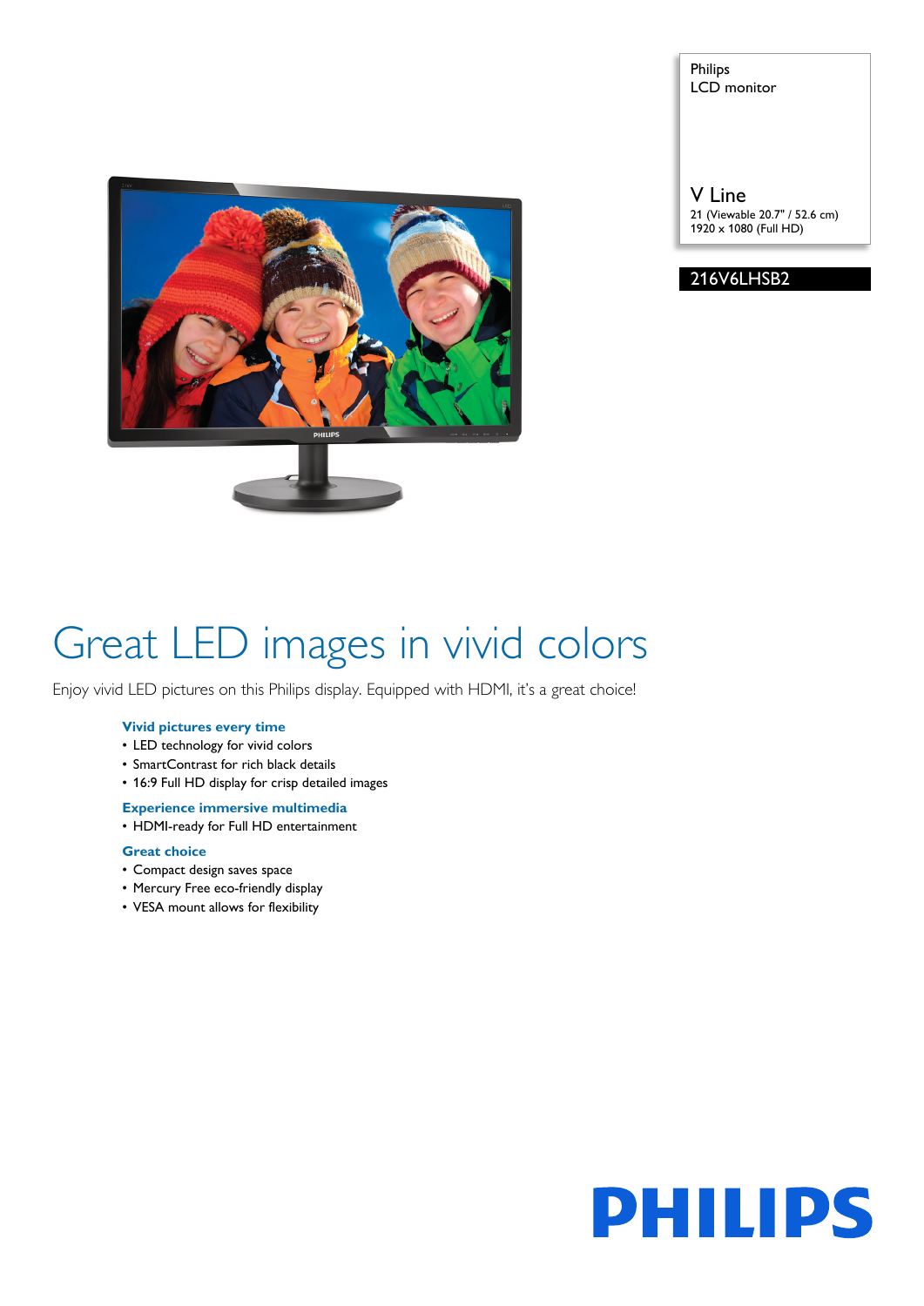Philips
LCD monitor

V Line

21 (Viewable 20.7" / 52.6 cm)
1920 x 1080 (Full HD)

216V6LHSB2

# Great LED images in vivid colors

Enjoy vivid LED pictures on this Philips display. Equipped with HDMI, it's a great choice!

### Vivid pictures every time

- LED technology for vivid colors
- SmartContrast for rich black details
- 16:9 Full HD display for crisp detailed images

### Experience immersive multimedia

- HDMI-ready for Full HD entertainment

### Great choice

- Compact design saves space
- Mercury Free eco-friendly display
- VESA mount allows for flexibility

PHILIPS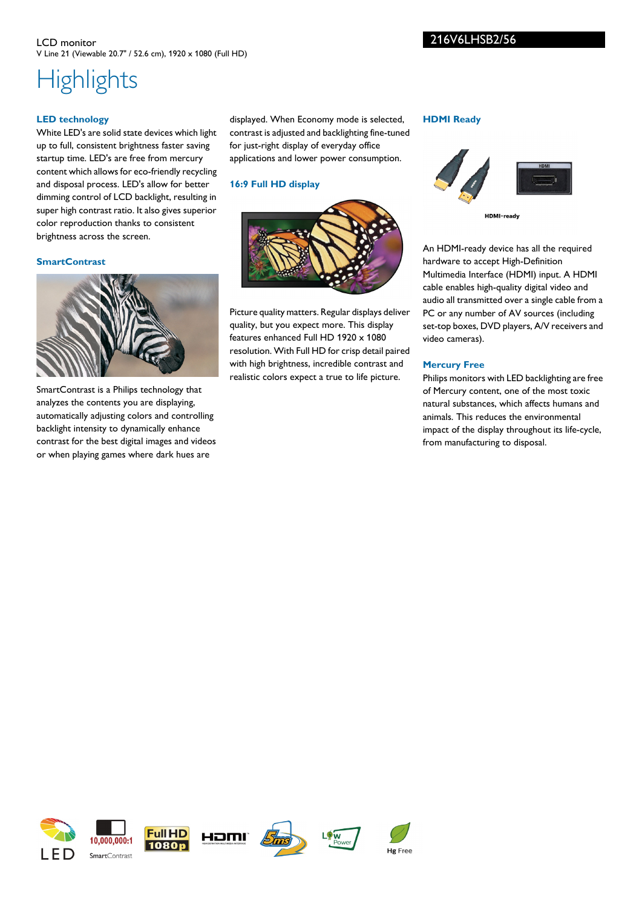LCD monitor
V Line 21 (Viewable 20.7" / 52.6 cm), 1920 x 1080 (Full HD)

216V6LHSB2/56

# Highlights

### LED technology

White LED's are solid state devices which light up to full, consistent brightness faster saving startup time. LED's are free from mercury content which allows for eco-friendly recycling and disposal process. LED's allow for better dimming control of LCD backlight, resulting in super high contrast ratio. It also gives superior color reproduction thanks to consistent brightness across the screen.

### SmartContrast

SmartContrast is a Philips technology that analyzes the contents you are displaying, automatically adjusting colors and controlling backlight intensity to dynamically enhance contrast for the best digital images and videos or when playing games where dark hues are displayed. When Economy mode is selected, contrast is adjusted and backlighting fine-tuned for just-right display of everyday office applications and lower power consumption.

### 16:9 Full HD display

Picture quality matters. Regular displays deliver quality, but you expect more. This display features enhanced Full HD 1920 x 1080 resolution. With Full HD for crisp detail paired with high brightness, incredible contrast and realistic colors expect a true to life picture.

### HDMI Ready

HDMI-ready

An HDMI-ready device has all the required hardware to accept High-Definition Multimedia Interface (HDMI) input. A HDMI cable enables high-quality digital video and audio all transmitted over a single cable from a PC or any number of AV sources (including set-top boxes, DVD players, A/V receivers and video cameras).

### Mercury Free

Philips monitors with LED backlighting are free of Mercury content, one of the most toxic natural substances, which affects humans and animals. This reduces the environmental impact of the display throughout its life-cycle, from manufacturing to disposal.

LED | 10,000,000:1 SmartContrast | Full HD 1080p | HDMI | 5ms | Low Power | Hg Free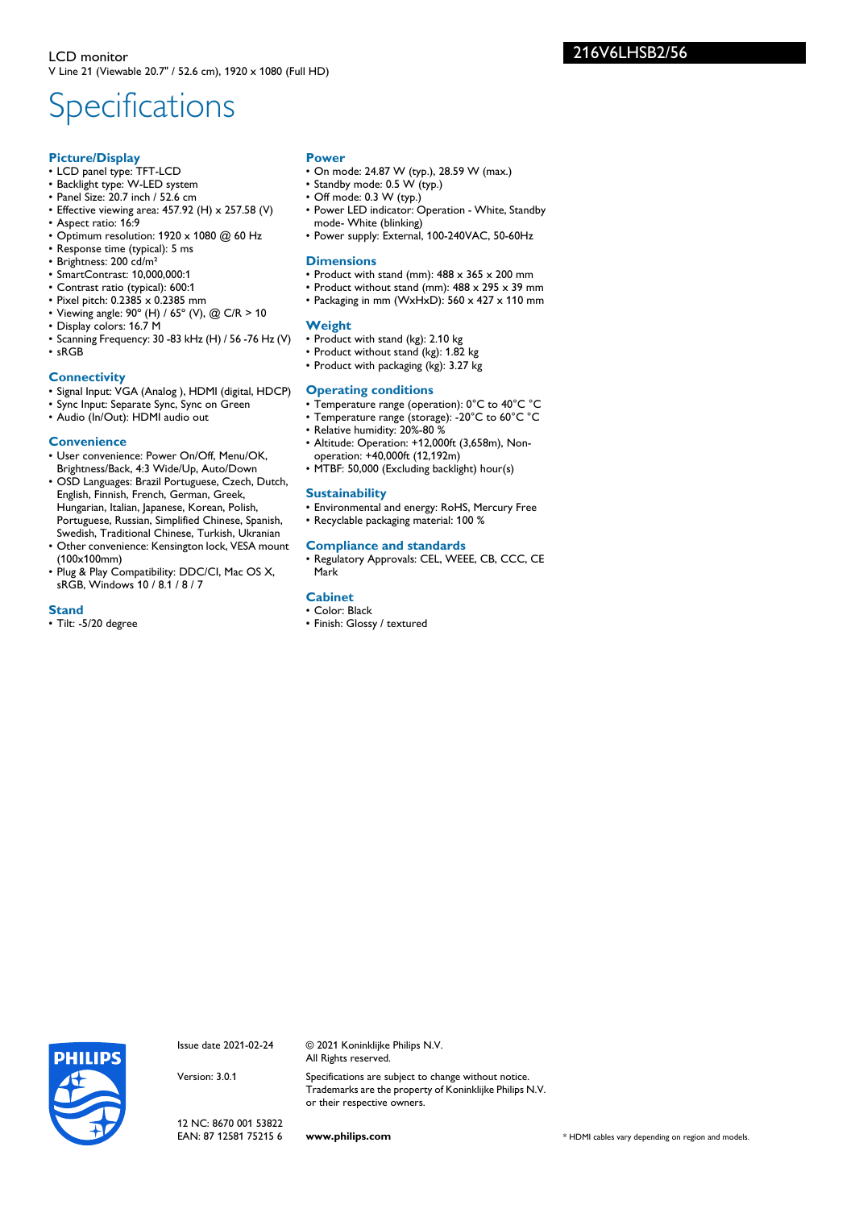LCD monitor

V Line 21 (Viewable 20.7" / 52.6 cm), 1920 x 1080 (Full HD)

216V6LHSB2/56

# Specifications

### Picture/Display

- LCD panel type: TFT-LCD
- Backlight type: W-LED system
- Panel Size: 20.7 inch / 52.6 cm
- Effective viewing area: 457.92 (H) x 257.58 (V)
- Aspect ratio: 16:9
- Optimum resolution: 1920 x 1080 @ 60 Hz
- Response time (typical): 5 ms
- Brightness: 200 cd/m²
- SmartContrast: 10,000,000:1
- Contrast ratio (typical): 600:1
- Pixel pitch: 0.2385 x 0.2385 mm
- Viewing angle: 90° (H) / 65° (V), @ C/R > 10
- Display colors: 16.7 M
- Scanning Frequency: 30 -83 kHz (H) / 56 -76 Hz (V)
- sRGB

### Connectivity

- Signal Input: VGA (Analog ), HDMI (digital, HDCP)
- Sync Input: Separate Sync, Sync on Green
- Audio (In/Out): HDMI audio out

### Convenience

- User convenience: Power On/Off, Menu/OK, Brightness/Back, 4:3 Wide/Up, Auto/Down
- OSD Languages: Brazil Portuguese, Czech, Dutch, English, Finnish, French, German, Greek, Hungarian, Italian, Japanese, Korean, Polish, Portuguese, Russian, Simplified Chinese, Spanish, Swedish, Traditional Chinese, Turkish, Ukranian
- Other convenience: Kensington lock, VESA mount (100x100mm)
- Plug & Play Compatibility: DDC/CI, Mac OS X, sRGB, Windows 10 / 8.1 / 8 / 7

### Stand

- Tilt: -5/20 degree

### Power

- On mode: 24.87 W (typ.), 28.59 W (max.)
- Standby mode: 0.5 W (typ.)
- Off mode: 0.3 W (typ.)
- Power LED indicator: Operation - White, Standby mode- White (blinking)
- Power supply: External, 100-240VAC, 50-60Hz

### Dimensions

- Product with stand (mm): 488 x 365 x 200 mm
- Product without stand (mm): 488 x 295 x 39 mm
- Packaging in mm (WxHxD): 560 x 427 x 110 mm

### Weight

- Product with stand (kg): 2.10 kg
- Product without stand (kg): 1.82 kg
- Product with packaging (kg): 3.27 kg

### Operating conditions

- Temperature range (operation): 0°C to 40°C °C
- Temperature range (storage): -20°C to 60°C °C
- Relative humidity: 20%-80 %
- Altitude: Operation: +12,000ft (3,658m), Non-operation: +40,000ft (12,192m)
- MTBF: 50,000 (Excluding backlight) hour(s)

### Sustainability

- Environmental and energy: RoHS, Mercury Free
- Recyclable packaging material: 100 %

### Compliance and standards

- Regulatory Approvals: CEL, WEEE, CB, CCC, CE Mark

### Cabinet

- Color: Black
- Finish: Glossy / textured

Issue date 2021-02-24

Version: 3.0.1

12 NC: 8670 001 53822

EAN: 87 12581 75215 6

© 2021 Koninklijke Philips N.V.
All Rights reserved.

Specifications are subject to change without notice. Trademarks are the property of Koninklijke Philips N.V. or their respective owners.

www.philips.com

* HDMI cables vary depending on region and models.